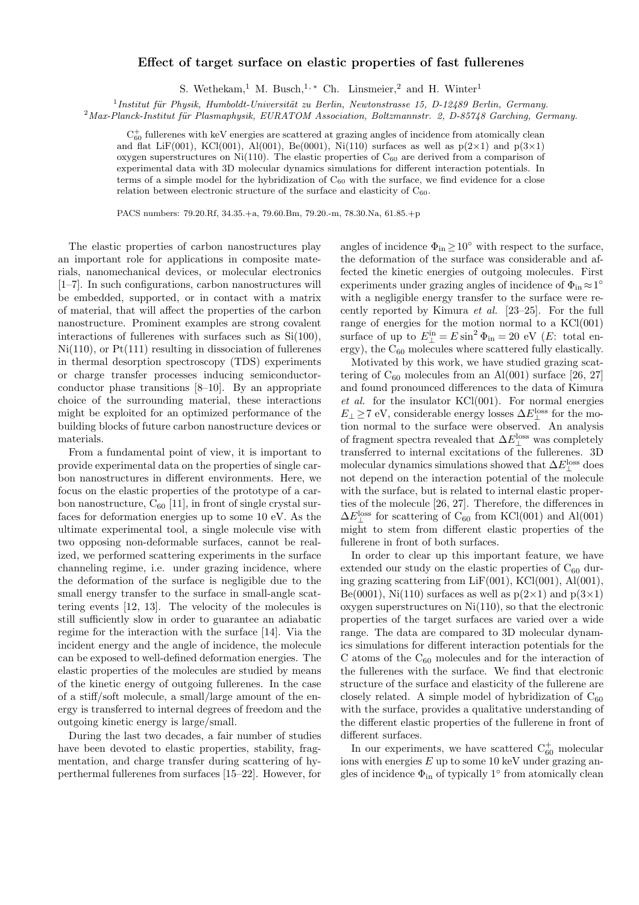# Effect of target surface on elastic properties of fast fullerenes

S. Wethekam,[1] M. Busch,[1,*] Ch. Linsmeier,[2] and H. Winter[1]

[1] *Institut für Physik, Humboldt-Universität zu Berlin, Newtonstrasse 15, D-12489 Berlin, Germany.*
[2] *Max-Planck-Institut für Plasmaphysik, EURATOM Association, Boltzmannstr. 2, D-85748 Garching, Germany.*

$C_{60}^+$ fullerenes with keV energies are scattered at grazing angles of incidence from atomically clean and flat LiF(001), KCl(001), Al(001), Be(0001), Ni(110) surfaces as well as p(2×1) and p(3×1) oxygen superstructures on Ni(110). The elastic properties of $C_{60}$ are derived from a comparison of experimental data with 3D molecular dynamics simulations for different interaction potentials. In terms of a simple model for the hybridization of $C_{60}$ with the surface, we find evidence for a close relation between electronic structure of the surface and elasticity of $C_{60}$.

PACS numbers: 79.20.Rf, 34.35.+a, 79.60.Bm, 79.20.-m, 78.30.Na, 61.85.+p

The elastic properties of carbon nanostructures play an important role for applications in composite materials, nanomechanical devices, or molecular electronics [1–7]. In such configurations, carbon nanostructures will be embedded, supported, or in contact with a matrix of material, that will affect the properties of the carbon nanostructure. Prominent examples are strong covalent interactions of fullerenes with surfaces such as Si(100), Ni(110), or Pt(111) resulting in dissociation of fullerenes in thermal desorption spectroscopy (TDS) experiments or charge transfer processes inducing semiconductor-conductor phase transitions [8–10]. By an appropriate choice of the surrounding material, these interactions might be exploited for an optimized performance of the building blocks of future carbon nanostructure devices or materials.

From a fundamental point of view, it is important to provide experimental data on the properties of single carbon nanostructures in different environments. Here, we focus on the elastic properties of the prototype of a carbon nanostructure, $C_{60}$ [11], in front of single crystal surfaces for deformation energies up to some 10 eV. As the ultimate experimental tool, a single molecule vise with two opposing non-deformable surfaces, cannot be realized, we performed scattering experiments in the surface channeling regime, i.e. under grazing incidence, where the deformation of the surface is negligible due to the small energy transfer to the surface in small-angle scattering events [12, 13]. The velocity of the molecules is still sufficiently slow in order to guarantee an adiabatic regime for the interaction with the surface [14]. Via the incident energy and the angle of incidence, the molecule can be exposed to well-defined deformation energies. The elastic properties of the molecules are studied by means of the kinetic energy of outgoing fullerenes. In the case of a stiff/soft molecule, a small/large amount of the energy is transferred to internal degrees of freedom and the outgoing kinetic energy is large/small.

During the last two decades, a fair number of studies have been devoted to elastic properties, stability, fragmentation, and charge transfer during scattering of hyperthermal fullerenes from surfaces [15–22]. However, for angles of incidence $\Phi_{\text{in}} \geq 10°$ with respect to the surface, the deformation of the surface was considerable and affected the kinetic energies of outgoing molecules. First experiments under grazing angles of incidence of $\Phi_{\text{in}} \approx 1°$ with a negligible energy transfer to the surface were recently reported by Kimura *et al.* [23–25]. For the full range of energies for the motion normal to a KCl(001) surface of up to $E_\perp^{\text{in}} = E \sin^2 \Phi_{\text{in}} = 20$ eV ($E$: total energy), the $C_{60}$ molecules where scattered fully elastically.

Motivated by this work, we have studied grazing scattering of $C_{60}$ molecules from an Al(001) surface [26, 27] and found pronounced differences to the data of Kimura *et al.* for the insulator KCl(001). For normal energies $E_\perp \geq 7$ eV, considerable energy losses $\Delta E_\perp^{\text{loss}}$ for the motion normal to the surface were observed. An analysis of fragment spectra revealed that $\Delta E_\perp^{\text{loss}}$ was completely transferred to internal excitations of the fullerenes. 3D molecular dynamics simulations showed that $\Delta E_\perp^{\text{loss}}$ does not depend on the interaction potential of the molecule with the surface, but is related to internal elastic properties of the molecule [26, 27]. Therefore, the differences in $\Delta E_\perp^{\text{loss}}$ for scattering of $C_{60}$ from KCl(001) and Al(001) might to stem from different elastic properties of the fullerene in front of both surfaces.

In order to clear up this important feature, we have extended our study on the elastic properties of $C_{60}$ during grazing scattering from LiF(001), KCl(001), Al(001), Be(0001), Ni(110) surfaces as well as p(2×1) and p(3×1) oxygen superstructures on Ni(110), so that the electronic properties of the target surfaces are varied over a wide range. The data are compared to 3D molecular dynamics simulations for different interaction potentials for the C atoms of the $C_{60}$ molecules and for the interaction of the fullerenes with the surface. We find that electronic structure of the surface and elasticity of the fullerene are closely related. A simple model of hybridization of $C_{60}$ with the surface, provides a qualitative understanding of the different elastic properties of the fullerene in front of different surfaces.

In our experiments, we have scattered $C_{60}^+$ molecular ions with energies $E$ up to some 10 keV under grazing angles of incidence $\Phi_{\text{in}}$ of typically 1° from atomically clean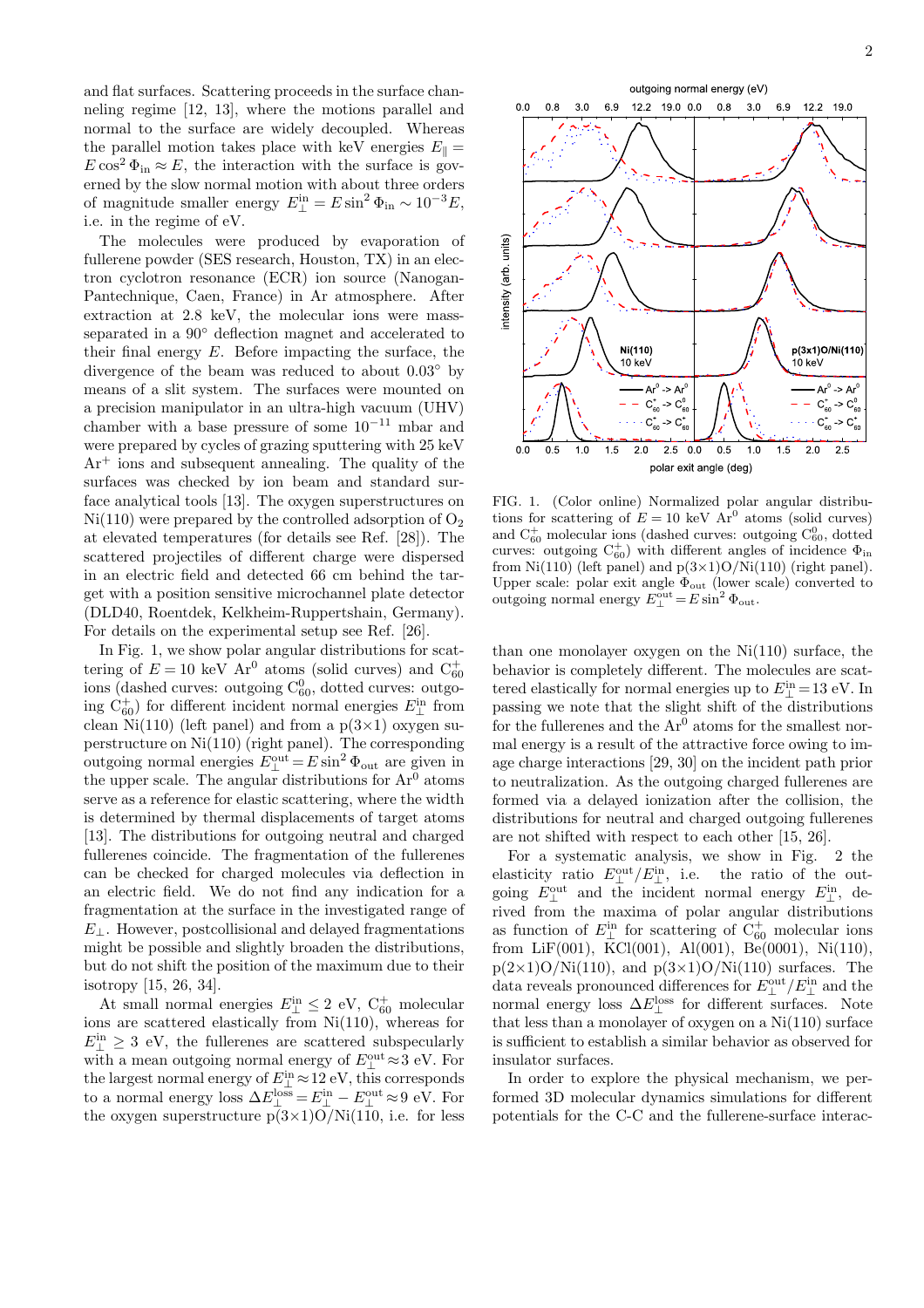and flat surfaces. Scattering proceeds in the surface channeling regime [12, 13], where the motions parallel and normal to the surface are widely decoupled. Whereas the parallel motion takes place with keV energies $E_\parallel = E\cos^2\Phi_{\rm in} \approx E$, the interaction with the surface is governed by the slow normal motion with about three orders of magnitude smaller energy $E_\perp^{\rm in} = E\sin^2\Phi_{\rm in} \sim 10^{-3}E$, i.e. in the regime of eV.

The molecules were produced by evaporation of fullerene powder (SES research, Houston, TX) in an electron cyclotron resonance (ECR) ion source (Nanogan-Pantechnique, Caen, France) in Ar atmosphere. After extraction at 2.8 keV, the molecular ions were mass-separated in a 90° deflection magnet and accelerated to their final energy $E$. Before impacting the surface, the divergence of the beam was reduced to about 0.03° by means of a slit system. The surfaces were mounted on a precision manipulator in an ultra-high vacuum (UHV) chamber with a base pressure of some $10^{-11}$ mbar and were prepared by cycles of grazing sputtering with 25 keV $Ar^+$ ions and subsequent annealing. The quality of the surfaces was checked by ion beam and standard surface analytical tools [13]. The oxygen superstructures on Ni(110) were prepared by the controlled adsorption of $O_2$ at elevated temperatures (for details see Ref. [28]). The scattered projectiles of different charge were dispersed in an electric field and detected 66 cm behind the target with a position sensitive microchannel plate detector (DLD40, Roentdek, Kelkheim-Ruppertshain, Germany). For details on the experimental setup see Ref. [26].

In Fig. 1, we show polar angular distributions for scattering of $E = 10$ keV $Ar^0$ atoms (solid curves) and $C_{60}^+$ ions (dashed curves: outgoing $C_{60}^0$, dotted curves: outgoing $C_{60}^+$) for different incident normal energies $E_\perp^{\rm in}$ from clean Ni(110) (left panel) and from a p(3×1) oxygen superstructure on Ni(110) (right panel). The corresponding outgoing normal energies $E_\perp^{\rm out} = E\sin^2\Phi_{\rm out}$ are given in the upper scale. The angular distributions for $Ar^0$ atoms serve as a reference for elastic scattering, where the width is determined by thermal displacements of target atoms [13]. The distributions for outgoing neutral and charged fullerenes coincide. The fragmentation of the fullerenes can be checked for charged molecules via deflection in an electric field. We do not find any indication for a fragmentation at the surface in the investigated range of $E_\perp$. However, postcollisional and delayed fragmentations might be possible and slightly broaden the distributions, but do not shift the position of the maximum due to their isotropy [15, 26, 34].

At small normal energies $E_\perp^{\rm in} \leq 2$ eV, $C_{60}^+$ molecular ions are scattered elastically from Ni(110), whereas for $E_\perp^{\rm in} \geq 3$ eV, the fullerenes are scattered subspecularly with a mean outgoing normal energy of $E_\perp^{\rm out} \approx 3$ eV. For the largest normal energy of $E_\perp^{\rm in} \approx 12$ eV, this corresponds to a normal energy loss $\Delta E_\perp^{\rm loss} = E_\perp^{\rm in} - E_\perp^{\rm out} \approx 9$ eV. For the oxygen superstructure p(3×1)O/Ni(110, i.e. for less than one monolayer oxygen on the Ni(110) surface, the behavior is completely different. The molecules are scattered elastically for normal energies up to $E_\perp^{\rm in} = 13$ eV. In passing we note that the slight shift of the distributions for the fullerenes and the $Ar^0$ atoms for the smallest normal energy is a result of the attractive force owing to image charge interactions [29, 30] on the incident path prior to neutralization. As the outgoing charged fullerenes are formed via a delayed ionization after the collision, the distributions for neutral and charged outgoing fullerenes are not shifted with respect to each other [15, 26].

FIG. 1. (Color online) Normalized polar angular distributions for scattering of $E = 10$ keV $Ar^0$ atoms (solid curves) and $C_{60}^+$ molecular ions (dashed curves: outgoing $C_{60}^0$, dotted curves: outgoing $C_{60}^+$) with different angles of incidence $\Phi_{\rm in}$ from Ni(110) (left panel) and p(3×1)O/Ni(110) (right panel). Upper scale: polar exit angle $\Phi_{\rm out}$ (lower scale) converted to outgoing normal energy $E_\perp^{\rm out} = E\sin^2\Phi_{\rm out}$.

For a systematic analysis, we show in Fig. 2 the elasticity ratio $E_\perp^{\rm out}/E_\perp^{\rm in}$, i.e. the ratio of the outgoing $E_\perp^{\rm out}$ and the incident normal energy $E_\perp^{\rm in}$, derived from the maxima of polar angular distributions as function of $E_\perp^{\rm in}$ for scattering of $C_{60}^+$ molecular ions from LiF(001), KCl(001), Al(001), Be(0001), Ni(110), p(2×1)O/Ni(110), and p(3×1)O/Ni(110) surfaces. The data reveals pronounced differences for $E_\perp^{\rm out}/E_\perp^{\rm in}$ and the normal energy loss $\Delta E_\perp^{\rm loss}$ for different surfaces. Note that less than a monolayer of oxygen on a Ni(110) surface is sufficient to establish a similar behavior as observed for insulator surfaces.

In order to explore the physical mechanism, we performed 3D molecular dynamics simulations for different potentials for the C-C and the fullerene-surface interac-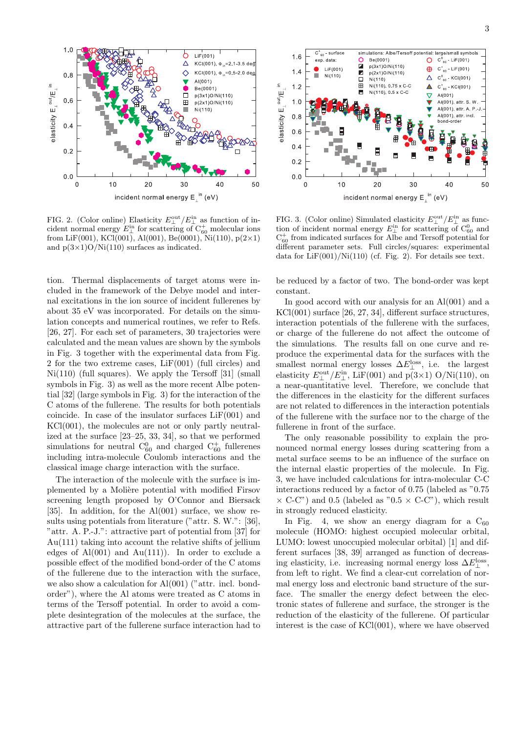FIG. 2. (Color online) Elasticity $E_\perp^{\rm out}/E_\perp^{\rm in}$ as function of incident normal energy $E_\perp^{\rm in}$ for scattering of $C_{60}^+$ molecular ions from LiF(001), KCl(001), Al(001), Be(0001), Ni(110), p(2×1) and p(3×1)O/Ni(110) surfaces as indicated.

FIG. 3. (Color online) Simulated elasticity $E_\perp^{\rm out}/E_\perp^{\rm in}$ as function of incident normal energy $E_\perp^{\rm in}$ for scattering of $C_{60}^0$ and $C_{60}^+$ from indicated surfaces for Albe and Tersoff potential for different parameter sets. Full circles/squares: experimental data for LiF(001)/Ni(110) (cf. Fig. 2). For details see text.

tion. Thermal displacements of target atoms were included in the framework of the Debye model and internal excitations in the ion source of incident fullerenes by about 35 eV was incorporated. For details on the simulation concepts and numerical routines, we refer to Refs. [26, 27]. For each set of parameters, 30 trajectories were calculated and the mean values are shown by the symbols in Fig. 3 together with the experimental data from Fig. 2 for the two extreme cases, LiF(001) (full circles) and Ni(110) (full squares). We apply the Tersoff [31] (small symbols in Fig. 3) as well as the more recent Albe potential [32] (large symbols in Fig. 3) for the interaction of the C atoms of the fullerene. The results for both potentials coincide. In case of the insulator surfaces LiF(001) and KCl(001), the molecules are not or only partly neutralized at the surface [23–25, 33, 34], so that we performed simulations for neutral $C_{60}^0$ and charged $C_{60}^+$ fullerenes including intra-molecule Coulomb interactions and the classical image charge interaction with the surface.

The interaction of the molecule with the surface is implemented by a Molière potential with modified Firsov screening length proposed by O'Connor and Biersack [35]. In addition, for the Al(001) surface, we show results using potentials from literature ("attr. S. W.": [36], "attr. A. P.-J.": attractive part of potential from [37] for Au(111) taking into account the relative shifts of jellium edges of Al(001) and Au(111)). In order to exclude a possible effect of the modified bond-order of the C atoms of the fullerene due to the interaction with the surface, we also show a calculation for Al(001) ("attr. incl. bond-order"), where the Al atoms were treated as C atoms in terms of the Tersoff potential. In order to avoid a complete desintegration of the molecules at the surface, the attractive part of the fullerene surface interaction had to be reduced by a factor of two. The bond-order was kept constant.

In good accord with our analysis for an Al(001) and a KCl(001) surface [26, 27, 34], different surface structures, interaction potentials of the fullerene with the surfaces, or charge of the fullerene do not affect the outcome of the simulations. The results fall on one curve and reproduce the experimental data for the surfaces with the smallest normal energy losses $\Delta E_\perp^{\rm loss}$, i.e. the largest elasticity $E_\perp^{\rm out}/E_\perp^{\rm in}$, LiF(001) and p(3×1) O/Ni(110), on a near-quantitative level. Therefore, we conclude that the differences in the elasticity for the different surfaces are not related to differences in the interaction potentials of the fullerene with the surface nor to the charge of the fullerene in front of the surface.

The only reasonable possibility to explain the pronounced normal energy losses during scattering from a metal surface seems to be an influence of the surface on the internal elastic properties of the molecule. In Fig. 3, we have included calculations for intra-molecular C-C interactions reduced by a factor of 0.75 (labeled as "0.75 × C-C") and 0.5 (labeled as "0.5 × C-C"), which result in strongly reduced elasticity.

In Fig. 4, we show an energy diagram for a $C_{60}$ molecule (HOMO: highest occupied molecular orbital, LUMO: lowest unoccupied molecular orbital) [1] and different surfaces [38, 39] arranged as function of decreasing elasticity, i.e. increasing normal energy loss $\Delta E_\perp^{\rm loss}$, from left to right. We find a clear-cut correlation of normal energy loss and electronic band structure of the surface. The smaller the energy defect between the electronic states of fullerene and surface, the stronger is the reduction of the elasticity of the fullerene. Of particular interest is the case of KCl(001), where we have observed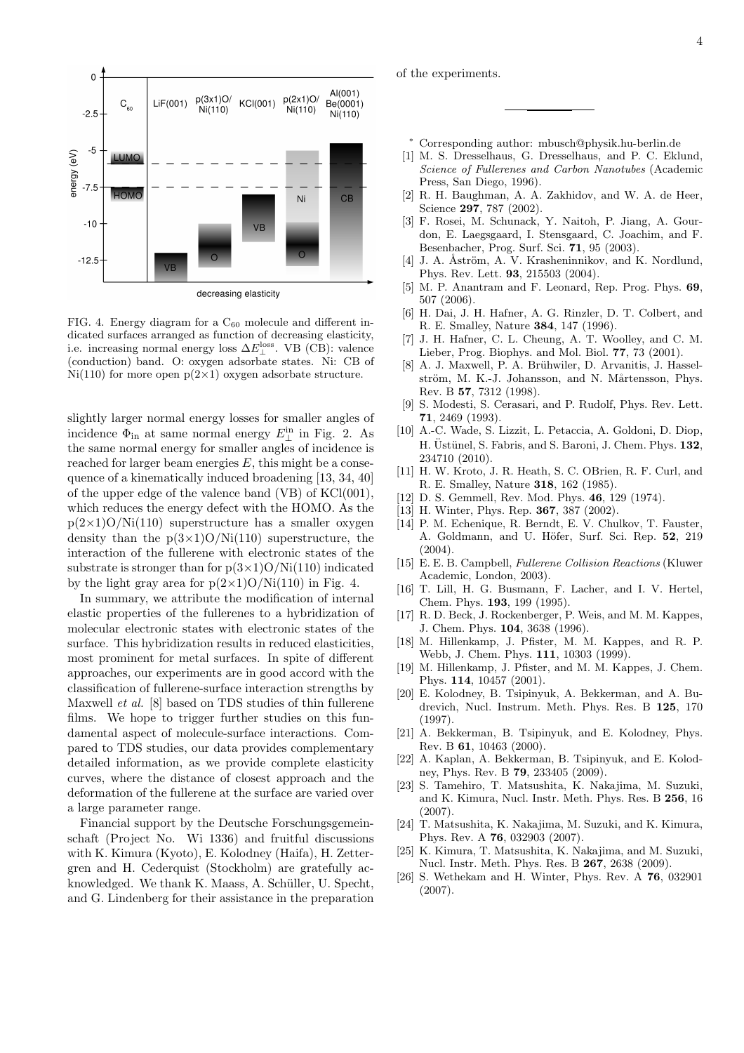FIG. 4. Energy diagram for a $C_{60}$ molecule and different indicated surfaces arranged as function of decreasing elasticity, i.e. increasing normal energy loss $\Delta E_{\perp}^{\rm loss}$. VB (CB): valence (conduction) band. O: oxygen adsorbate states. Ni: CB of Ni(110) for more open p(2×1) oxygen adsorbate structure.

slightly larger normal energy losses for smaller angles of incidence $\Phi_{\rm in}$ at same normal energy $E_{\perp}^{\rm in}$ in Fig. 2. As the same normal energy for smaller angles of incidence is reached for larger beam energies $E$, this might be a consequence of a kinematically induced broadening [13, 34, 40] of the upper edge of the valence band (VB) of KCl(001), which reduces the energy defect with the HOMO. As the p(2×1)O/Ni(110) superstructure has a smaller oxygen density than the p(3×1)O/Ni(110) superstructure, the interaction of the fullerene with electronic states of the substrate is stronger than for p(3×1)O/Ni(110) indicated by the light gray area for p(2×1)O/Ni(110) in Fig. 4.

In summary, we attribute the modification of internal elastic properties of the fullerenes to a hybridization of molecular electronic states with electronic states of the surface. This hybridization results in reduced elasticities, most prominent for metal surfaces. In spite of different approaches, our experiments are in good accord with the classification of fullerene-surface interaction strengths by Maxwell *et al.* [8] based on TDS studies of thin fullerene films. We hope to trigger further studies on this fundamental aspect of molecule-surface interactions. Compared to TDS studies, our data provides complementary detailed information, as we provide complete elasticity curves, where the distance of closest approach and the deformation of the fullerene at the surface are varied over a large parameter range.

Financial support by the Deutsche Forschungsgemeinschaft (Project No. Wi 1336) and fruitful discussions with K. Kimura (Kyoto), E. Kolodney (Haifa), H. Zettergren and H. Cederquist (Stockholm) are gratefully acknowledged. We thank K. Maass, A. Schüller, U. Specht, and G. Lindenberg for their assistance in the preparation of the experiments.

---

* Corresponding author: mbusch@physik.hu-berlin.de

[1] M. S. Dresselhaus, G. Dresselhaus, and P. C. Eklund, *Science of Fullerenes and Carbon Nanotubes* (Academic Press, San Diego, 1996).

[2] R. H. Baughman, A. A. Zakhidov, and W. A. de Heer, Science **297**, 787 (2002).

[3] F. Rosei, M. Schunack, Y. Naitoh, P. Jiang, A. Gourdon, E. Laegsgaard, I. Stensgaard, C. Joachim, and F. Besenbacher, Prog. Surf. Sci. **71**, 95 (2003).

[4] J. A. Åström, A. V. Krasheninnikov, and K. Nordlund, Phys. Rev. Lett. **93**, 215503 (2004).

[5] M. P. Anantram and F. Leonard, Rep. Prog. Phys. **69**, 507 (2006).

[6] H. Dai, J. H. Hafner, A. G. Rinzler, D. T. Colbert, and R. E. Smalley, Nature **384**, 147 (1996).

[7] J. H. Hafner, C. L. Cheung, A. T. Woolley, and C. M. Lieber, Prog. Biophys. and Mol. Biol. **77**, 73 (2001).

[8] A. J. Maxwell, P. A. Brühwiler, D. Arvanitis, J. Hasselström, M. K.-J. Johansson, and N. Mårtensson, Phys. Rev. B **57**, 7312 (1998).

[9] S. Modesti, S. Cerasari, and P. Rudolf, Phys. Rev. Lett. **71**, 2469 (1993).

[10] A.-C. Wade, S. Lizzit, L. Petaccia, A. Goldoni, D. Diop, H. Üstünel, S. Fabris, and S. Baroni, J. Chem. Phys. **132**, 234710 (2010).

[11] H. W. Kroto, J. R. Heath, S. C. OBrien, R. F. Curl, and R. E. Smalley, Nature **318**, 162 (1985).

[12] D. S. Gemmell, Rev. Mod. Phys. **46**, 129 (1974).

[13] H. Winter, Phys. Rep. **367**, 387 (2002).

[14] P. M. Echenique, R. Berndt, E. V. Chulkov, T. Fauster, A. Goldmann, and U. Höfer, Surf. Sci. Rep. **52**, 219 (2004).

[15] E. E. B. Campbell, *Fullerene Collision Reactions* (Kluwer Academic, London, 2003).

[16] T. Lill, H. G. Busmann, F. Lacher, and I. V. Hertel, Chem. Phys. **193**, 199 (1995).

[17] R. D. Beck, J. Rockenberger, P. Weis, and M. M. Kappes, J. Chem. Phys. **104**, 3638 (1996).

[18] M. Hillenkamp, J. Pfister, M. M. Kappes, and R. P. Webb, J. Chem. Phys. **111**, 10303 (1999).

[19] M. Hillenkamp, J. Pfister, and M. M. Kappes, J. Chem. Phys. **114**, 10457 (2001).

[20] E. Kolodney, B. Tsipinyuk, A. Bekkerman, and A. Budrevich, Nucl. Instrum. Meth. Phys. Res. B **125**, 170 (1997).

[21] A. Bekkerman, B. Tsipinyuk, and E. Kolodney, Phys. Rev. B **61**, 10463 (2000).

[22] A. Kaplan, A. Bekkerman, B. Tsipinyuk, and E. Kolodney, Phys. Rev. B **79**, 233405 (2009).

[23] S. Tamehiro, T. Matsushita, K. Nakajima, M. Suzuki, and K. Kimura, Nucl. Instr. Meth. Phys. Res. B **256**, 16 (2007).

[24] T. Matsushita, K. Nakajima, M. Suzuki, and K. Kimura, Phys. Rev. A **76**, 032903 (2007).

[25] K. Kimura, T. Matsushita, K. Nakajima, and M. Suzuki, Nucl. Instr. Meth. Phys. Res. B **267**, 2638 (2009).

[26] S. Wethekam and H. Winter, Phys. Rev. A **76**, 032901 (2007).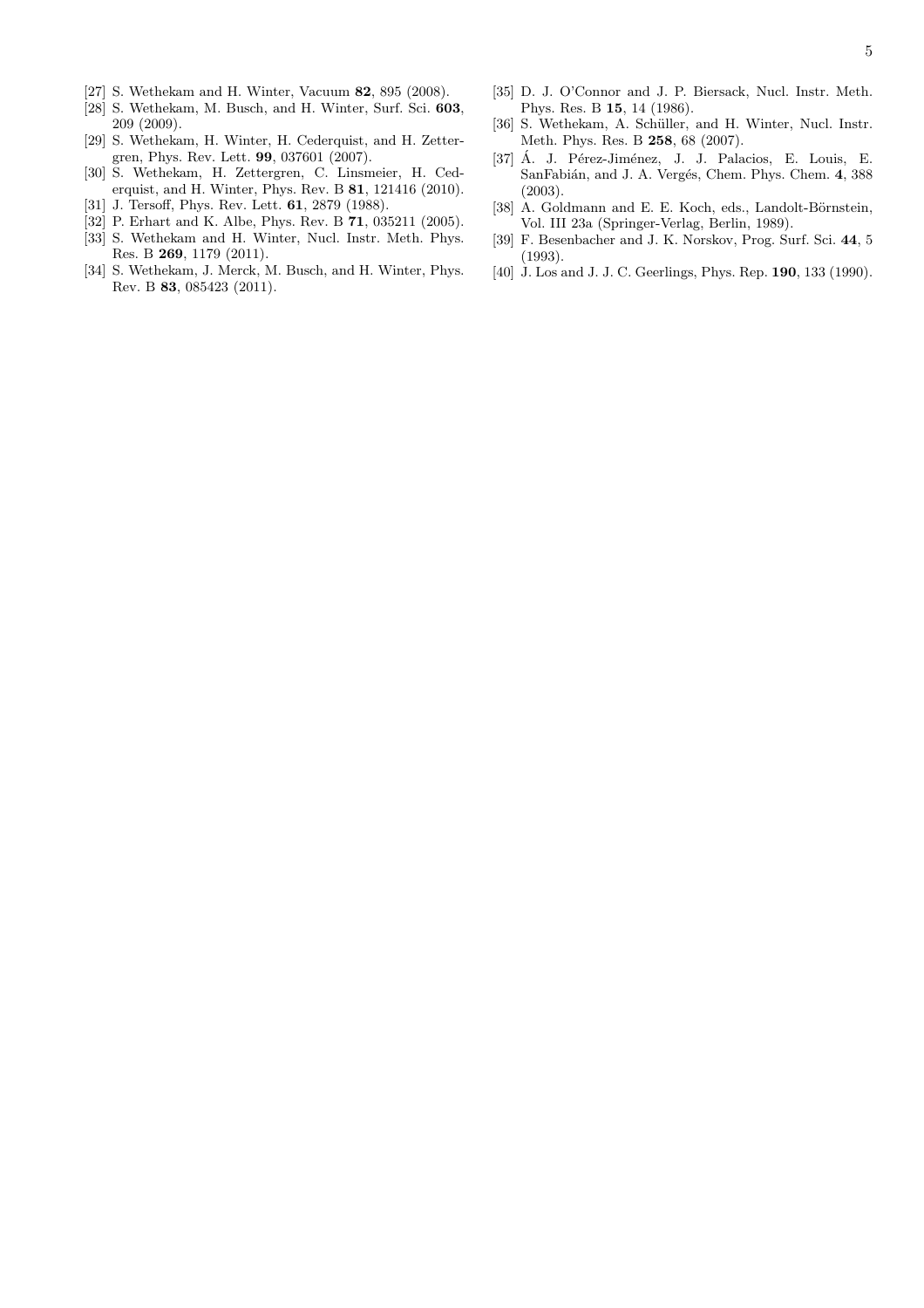[27] S. Wethekam and H. Winter, Vacuum **82**, 895 (2008).

[28] S. Wethekam, M. Busch, and H. Winter, Surf. Sci. **603**, 209 (2009).

[29] S. Wethekam, H. Winter, H. Cederquist, and H. Zettergren, Phys. Rev. Lett. **99**, 037601 (2007).

[30] S. Wethekam, H. Zettergren, C. Linsmeier, H. Cederquist, and H. Winter, Phys. Rev. B **81**, 121416 (2010).

[31] J. Tersoff, Phys. Rev. Lett. **61**, 2879 (1988).

[32] P. Erhart and K. Albe, Phys. Rev. B **71**, 035211 (2005).

[33] S. Wethekam and H. Winter, Nucl. Instr. Meth. Phys. Res. B **269**, 1179 (2011).

[34] S. Wethekam, J. Merck, M. Busch, and H. Winter, Phys. Rev. B **83**, 085423 (2011).

[35] D. J. O'Connor and J. P. Biersack, Nucl. Instr. Meth. Phys. Res. B **15**, 14 (1986).

[36] S. Wethekam, A. Schüller, and H. Winter, Nucl. Instr. Meth. Phys. Res. B **258**, 68 (2007).

[37] Á. J. Pérez-Jiménez, J. J. Palacios, E. Louis, E. SanFabián, and J. A. Vergés, Chem. Phys. Chem. **4**, 388 (2003).

[38] A. Goldmann and E. E. Koch, eds., Landolt-Börnstein, Vol. III 23a (Springer-Verlag, Berlin, 1989).

[39] F. Besenbacher and J. K. Norskov, Prog. Surf. Sci. **44**, 5 (1993).

[40] J. Los and J. J. C. Geerlings, Phys. Rep. **190**, 133 (1990).